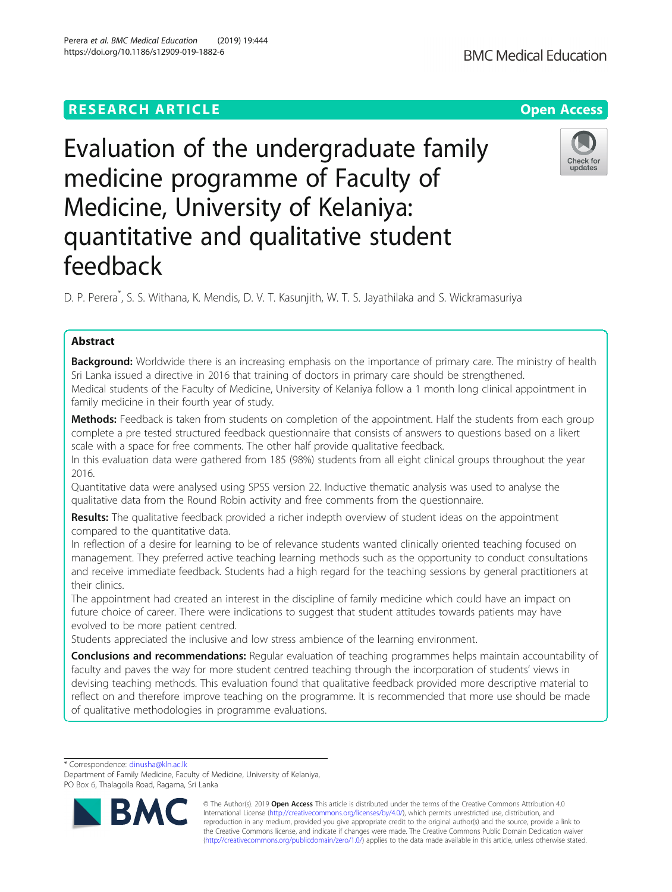RESEARCH ARTICLE

Open Access

# Evaluation of the undergraduate family medicine programme of Faculty of Medicine, University of Kelaniya: quantitative and qualitative student feedback

D. P. Perera*, S. S. Withana, K. Mendis, D. V. T. Kasunjith, W. T. S. Jayathilaka and S. Wickramasuriya

## Abstract

**Background:** Worldwide there is an increasing emphasis on the importance of primary care. The ministry of health Sri Lanka issued a directive in 2016 that training of doctors in primary care should be strengthened.

Medical students of the Faculty of Medicine, University of Kelaniya follow a 1 month long clinical appointment in family medicine in their fourth year of study.

**Methods:** Feedback is taken from students on completion of the appointment. Half the students from each group complete a pre tested structured feedback questionnaire that consists of answers to questions based on a likert scale with a space for free comments. The other half provide qualitative feedback.

In this evaluation data were gathered from 185 (98%) students from all eight clinical groups throughout the year 2016.

Quantitative data were analysed using SPSS version 22. Inductive thematic analysis was used to analyse the qualitative data from the Round Robin activity and free comments from the questionnaire.

**Results:** The qualitative feedback provided a richer indepth overview of student ideas on the appointment compared to the quantitative data.

In reflection of a desire for learning to be of relevance students wanted clinically oriented teaching focused on management. They preferred active teaching learning methods such as the opportunity to conduct consultations and receive immediate feedback. Students had a high regard for the teaching sessions by general practitioners at their clinics.

The appointment had created an interest in the discipline of family medicine which could have an impact on future choice of career. There were indications to suggest that student attitudes towards patients may have evolved to be more patient centred.

Students appreciated the inclusive and low stress ambience of the learning environment.

**Conclusions and recommendations:** Regular evaluation of teaching programmes helps maintain accountability of faculty and paves the way for more student centred teaching through the incorporation of students' views in devising teaching methods. This evaluation found that qualitative feedback provided more descriptive material to reflect on and therefore improve teaching on the programme. It is recommended that more use should be made of qualitative methodologies in programme evaluations.

---

* Correspondence: dinusha@kln.ac.lk

Department of Family Medicine, Faculty of Medicine, University of Kelaniya, PO Box 6, Thalagolla Road, Ragama, Sri Lanka

© The Author(s). 2019 **Open Access** This article is distributed under the terms of the Creative Commons Attribution 4.0 International License (http://creativecommons.org/licenses/by/4.0/), which permits unrestricted use, distribution, and reproduction in any medium, provided you give appropriate credit to the original author(s) and the source, provide a link to the Creative Commons license, and indicate if changes were made. The Creative Commons Public Domain Dedication waiver (http://creativecommons.org/publicdomain/zero/1.0/) applies to the data made available in this article, unless otherwise stated.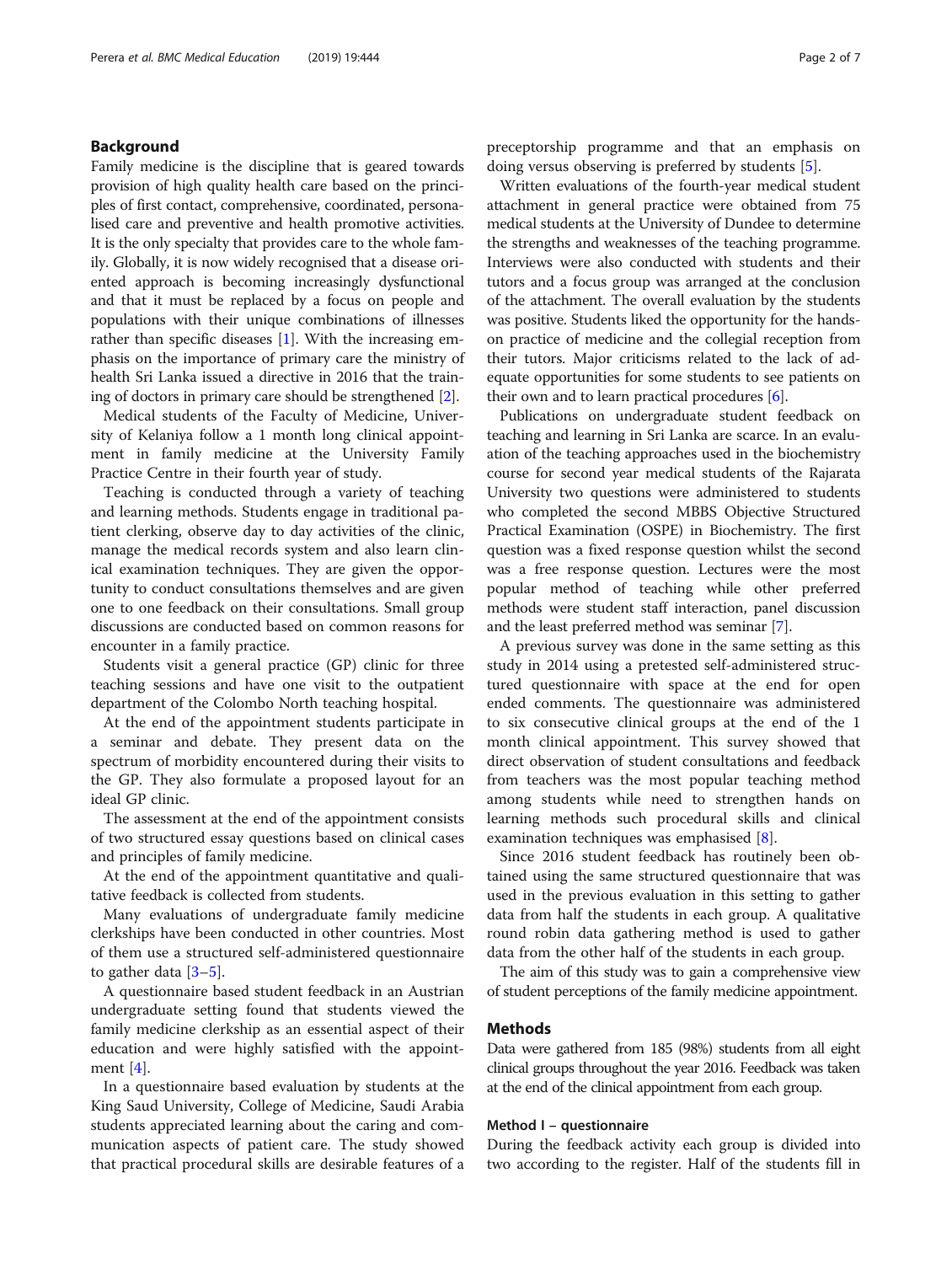## Background

Family medicine is the discipline that is geared towards provision of high quality health care based on the principles of first contact, comprehensive, coordinated, personalised care and preventive and health promotive activities. It is the only specialty that provides care to the whole family. Globally, it is now widely recognised that a disease oriented approach is becoming increasingly dysfunctional and that it must be replaced by a focus on people and populations with their unique combinations of illnesses rather than specific diseases [1]. With the increasing emphasis on the importance of primary care the ministry of health Sri Lanka issued a directive in 2016 that the training of doctors in primary care should be strengthened [2].

Medical students of the Faculty of Medicine, University of Kelaniya follow a 1 month long clinical appointment in family medicine at the University Family Practice Centre in their fourth year of study.

Teaching is conducted through a variety of teaching and learning methods. Students engage in traditional patient clerking, observe day to day activities of the clinic, manage the medical records system and also learn clinical examination techniques. They are given the opportunity to conduct consultations themselves and are given one to one feedback on their consultations. Small group discussions are conducted based on common reasons for encounter in a family practice.

Students visit a general practice (GP) clinic for three teaching sessions and have one visit to the outpatient department of the Colombo North teaching hospital.

At the end of the appointment students participate in a seminar and debate. They present data on the spectrum of morbidity encountered during their visits to the GP. They also formulate a proposed layout for an ideal GP clinic.

The assessment at the end of the appointment consists of two structured essay questions based on clinical cases and principles of family medicine.

At the end of the appointment quantitative and qualitative feedback is collected from students.

Many evaluations of undergraduate family medicine clerkships have been conducted in other countries. Most of them use a structured self-administered questionnaire to gather data [3–5].

A questionnaire based student feedback in an Austrian undergraduate setting found that students viewed the family medicine clerkship as an essential aspect of their education and were highly satisfied with the appointment [4].

In a questionnaire based evaluation by students at the King Saud University, College of Medicine, Saudi Arabia students appreciated learning about the caring and communication aspects of patient care. The study showed that practical procedural skills are desirable features of a preceptorship programme and that an emphasis on doing versus observing is preferred by students [5].

Written evaluations of the fourth-year medical student attachment in general practice were obtained from 75 medical students at the University of Dundee to determine the strengths and weaknesses of the teaching programme. Interviews were also conducted with students and their tutors and a focus group was arranged at the conclusion of the attachment. The overall evaluation by the students was positive. Students liked the opportunity for the hands-on practice of medicine and the collegial reception from their tutors. Major criticisms related to the lack of adequate opportunities for some students to see patients on their own and to learn practical procedures [6].

Publications on undergraduate student feedback on teaching and learning in Sri Lanka are scarce. In an evaluation of the teaching approaches used in the biochemistry course for second year medical students of the Rajarata University two questions were administered to students who completed the second MBBS Objective Structured Practical Examination (OSPE) in Biochemistry. The first question was a fixed response question whilst the second was a free response question. Lectures were the most popular method of teaching while other preferred methods were student staff interaction, panel discussion and the least preferred method was seminar [7].

A previous survey was done in the same setting as this study in 2014 using a pretested self-administered structured questionnaire with space at the end for open ended comments. The questionnaire was administered to six consecutive clinical groups at the end of the 1 month clinical appointment. This survey showed that direct observation of student consultations and feedback from teachers was the most popular teaching method among students while need to strengthen hands on learning methods such procedural skills and clinical examination techniques was emphasised [8].

Since 2016 student feedback has routinely been obtained using the same structured questionnaire that was used in the previous evaluation in this setting to gather data from half the students in each group. A qualitative round robin data gathering method is used to gather data from the other half of the students in each group.

The aim of this study was to gain a comprehensive view of student perceptions of the family medicine appointment.

## Methods

Data were gathered from 185 (98%) students from all eight clinical groups throughout the year 2016. Feedback was taken at the end of the clinical appointment from each group.

### Method I – questionnaire

During the feedback activity each group is divided into two according to the register. Half of the students fill in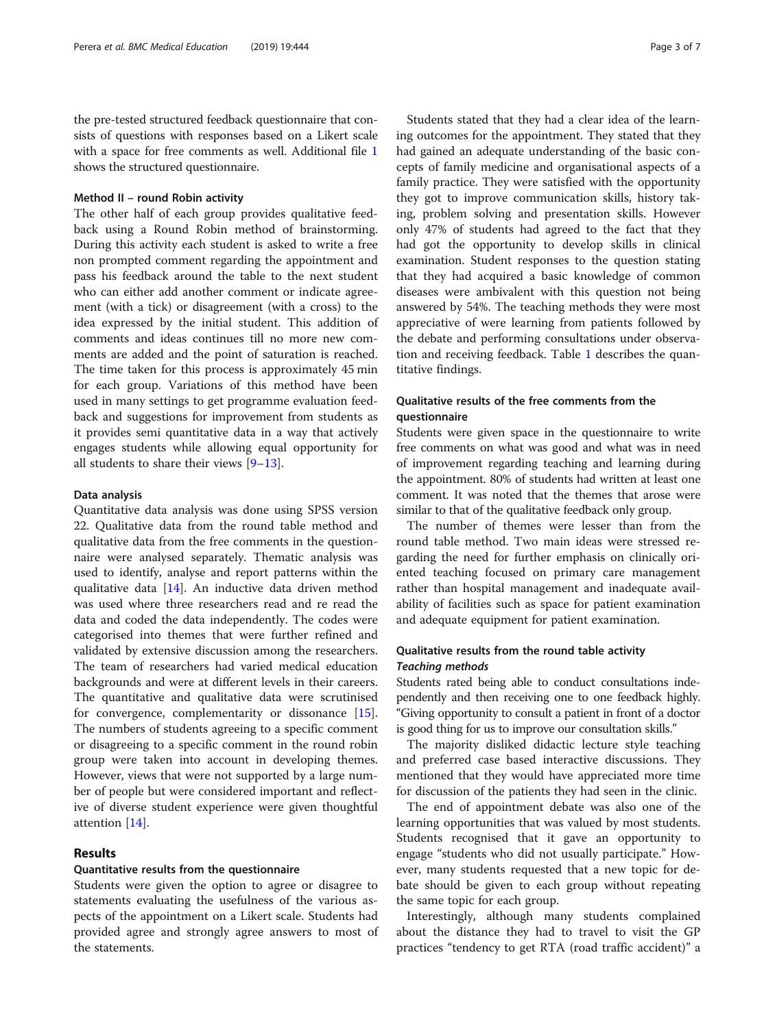the pre-tested structured feedback questionnaire that consists of questions with responses based on a Likert scale with a space for free comments as well. Additional file 1 shows the structured questionnaire.

#### Method II – round Robin activity

The other half of each group provides qualitative feedback using a Round Robin method of brainstorming. During this activity each student is asked to write a free non prompted comment regarding the appointment and pass his feedback around the table to the next student who can either add another comment or indicate agreement (with a tick) or disagreement (with a cross) to the idea expressed by the initial student. This addition of comments and ideas continues till no more new comments are added and the point of saturation is reached. The time taken for this process is approximately 45 min for each group. Variations of this method have been used in many settings to get programme evaluation feedback and suggestions for improvement from students as it provides semi quantitative data in a way that actively engages students while allowing equal opportunity for all students to share their views [9–13].

#### Data analysis

Quantitative data analysis was done using SPSS version 22. Qualitative data from the round table method and qualitative data from the free comments in the questionnaire were analysed separately. Thematic analysis was used to identify, analyse and report patterns within the qualitative data [14]. An inductive data driven method was used where three researchers read and re read the data and coded the data independently. The codes were categorised into themes that were further refined and validated by extensive discussion among the researchers. The team of researchers had varied medical education backgrounds and were at different levels in their careers. The quantitative and qualitative data were scrutinised for convergence, complementarity or dissonance [15]. The numbers of students agreeing to a specific comment or disagreeing to a specific comment in the round robin group were taken into account in developing themes. However, views that were not supported by a large number of people but were considered important and reflective of diverse student experience were given thoughtful attention [14].

## Results

### Quantitative results from the questionnaire

Students were given the option to agree or disagree to statements evaluating the usefulness of the various aspects of the appointment on a Likert scale. Students had provided agree and strongly agree answers to most of the statements.

Students stated that they had a clear idea of the learning outcomes for the appointment. They stated that they had gained an adequate understanding of the basic concepts of family medicine and organisational aspects of a family practice. They were satisfied with the opportunity they got to improve communication skills, history taking, problem solving and presentation skills. However only 47% of students had agreed to the fact that they had got the opportunity to develop skills in clinical examination. Student responses to the question stating that they had acquired a basic knowledge of common diseases were ambivalent with this question not being answered by 54%. The teaching methods they were most appreciative of were learning from patients followed by the debate and performing consultations under observation and receiving feedback. Table 1 describes the quantitative findings.

### Qualitative results of the free comments from the questionnaire

Students were given space in the questionnaire to write free comments on what was good and what was in need of improvement regarding teaching and learning during the appointment. 80% of students had written at least one comment. It was noted that the themes that arose were similar to that of the qualitative feedback only group.

The number of themes were lesser than from the round table method. Two main ideas were stressed regarding the need for further emphasis on clinically oriented teaching focused on primary care management rather than hospital management and inadequate availability of facilities such as space for patient examination and adequate equipment for patient examination.

### Qualitative results from the round table activity

#### *Teaching methods*

Students rated being able to conduct consultations independently and then receiving one to one feedback highly. "Giving opportunity to consult a patient in front of a doctor is good thing for us to improve our consultation skills."

The majority disliked didactic lecture style teaching and preferred case based interactive discussions. They mentioned that they would have appreciated more time for discussion of the patients they had seen in the clinic.

The end of appointment debate was also one of the learning opportunities that was valued by most students. Students recognised that it gave an opportunity to engage "students who did not usually participate." However, many students requested that a new topic for debate should be given to each group without repeating the same topic for each group.

Interestingly, although many students complained about the distance they had to travel to visit the GP practices "tendency to get RTA (road traffic accident)" a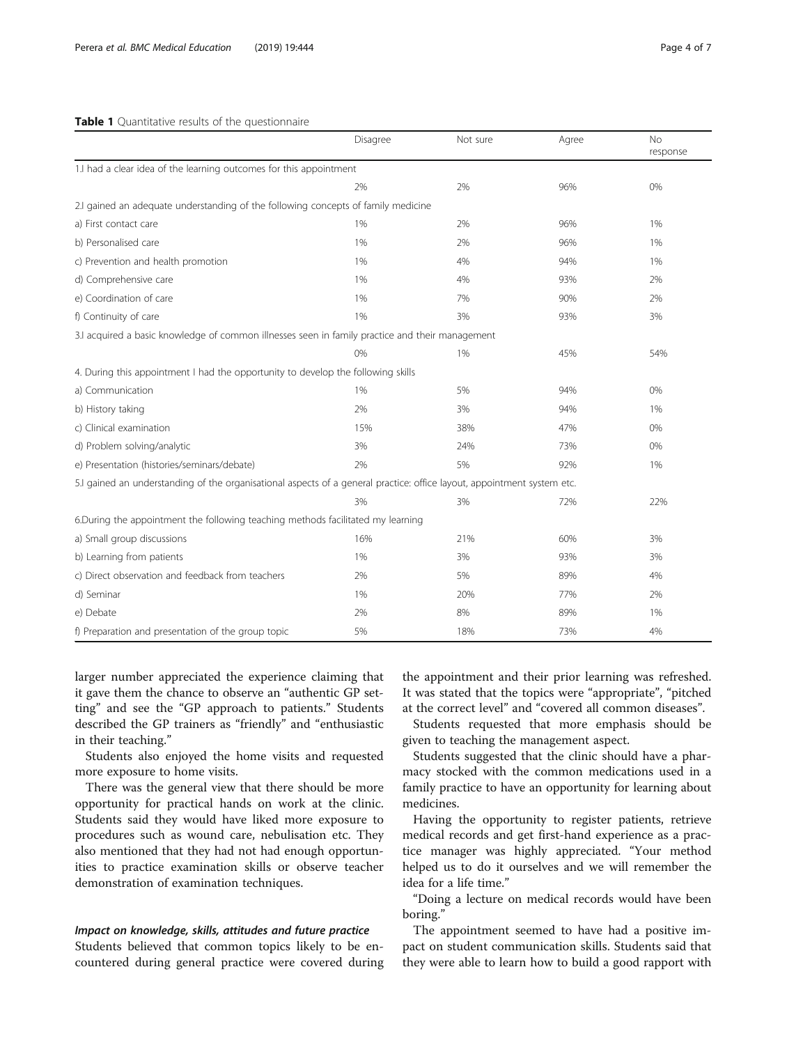**Table 1** Quantitative results of the questionnaire

| | Disagree | Not sure | Agree | No response |
|---|---|---|---|---|
| 1.I had a clear idea of the learning outcomes for this appointment | | | | |
| | 2% | 2% | 96% | 0% |
| 2.I gained an adequate understanding of the following concepts of family medicine | | | | |
| a) First contact care | 1% | 2% | 96% | 1% |
| b) Personalised care | 1% | 2% | 96% | 1% |
| c) Prevention and health promotion | 1% | 4% | 94% | 1% |
| d) Comprehensive care | 1% | 4% | 93% | 2% |
| e) Coordination of care | 1% | 7% | 90% | 2% |
| f) Continuity of care | 1% | 3% | 93% | 3% |
| 3.I acquired a basic knowledge of common illnesses seen in family practice and their management | | | | |
| | 0% | 1% | 45% | 54% |
| 4. During this appointment I had the opportunity to develop the following skills | | | | |
| a) Communication | 1% | 5% | 94% | 0% |
| b) History taking | 2% | 3% | 94% | 1% |
| c) Clinical examination | 15% | 38% | 47% | 0% |
| d) Problem solving/analytic | 3% | 24% | 73% | 0% |
| e) Presentation (histories/seminars/debate) | 2% | 5% | 92% | 1% |
| 5.I gained an understanding of the organisational aspects of a general practice: office layout, appointment system etc. | | | | |
| | 3% | 3% | 72% | 22% |
| 6.During the appointment the following teaching methods facilitated my learning | | | | |
| a) Small group discussions | 16% | 21% | 60% | 3% |
| b) Learning from patients | 1% | 3% | 93% | 3% |
| c) Direct observation and feedback from teachers | 2% | 5% | 89% | 4% |
| d) Seminar | 1% | 20% | 77% | 2% |
| e) Debate | 2% | 8% | 89% | 1% |
| f) Preparation and presentation of the group topic | 5% | 18% | 73% | 4% |

larger number appreciated the experience claiming that it gave them the chance to observe an "authentic GP setting" and see the "GP approach to patients." Students described the GP trainers as "friendly" and "enthusiastic in their teaching."

Students also enjoyed the home visits and requested more exposure to home visits.

There was the general view that there should be more opportunity for practical hands on work at the clinic. Students said they would have liked more exposure to procedures such as wound care, nebulisation etc. They also mentioned that they had not had enough opportunities to practice examination skills or observe teacher demonstration of examination techniques.

#### *Impact on knowledge, skills, attitudes and future practice*

Students believed that common topics likely to be encountered during general practice were covered during the appointment and their prior learning was refreshed. It was stated that the topics were "appropriate", "pitched at the correct level" and "covered all common diseases".

Students requested that more emphasis should be given to teaching the management aspect.

Students suggested that the clinic should have a pharmacy stocked with the common medications used in a family practice to have an opportunity for learning about medicines.

Having the opportunity to register patients, retrieve medical records and get first-hand experience as a practice manager was highly appreciated. "Your method helped us to do it ourselves and we will remember the idea for a life time."

"Doing a lecture on medical records would have been boring."

The appointment seemed to have had a positive impact on student communication skills. Students said that they were able to learn how to build a good rapport with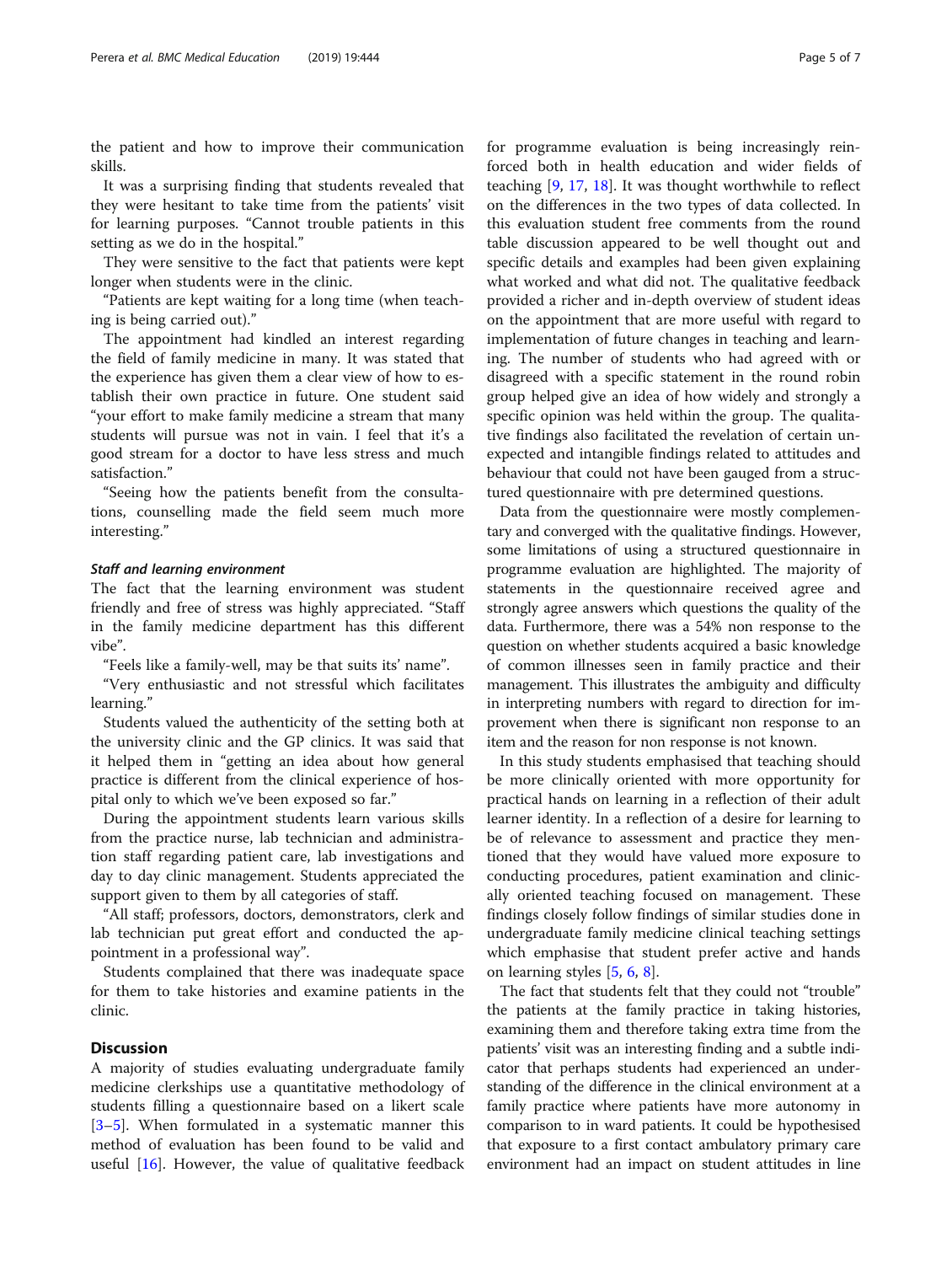the patient and how to improve their communication skills.

It was a surprising finding that students revealed that they were hesitant to take time from the patients' visit for learning purposes. "Cannot trouble patients in this setting as we do in the hospital."

They were sensitive to the fact that patients were kept longer when students were in the clinic.

"Patients are kept waiting for a long time (when teaching is being carried out)."

The appointment had kindled an interest regarding the field of family medicine in many. It was stated that the experience has given them a clear view of how to establish their own practice in future. One student said "your effort to make family medicine a stream that many students will pursue was not in vain. I feel that it's a good stream for a doctor to have less stress and much satisfaction."

"Seeing how the patients benefit from the consultations, counselling made the field seem much more interesting."

#### *Staff and learning environment*

The fact that the learning environment was student friendly and free of stress was highly appreciated. "Staff in the family medicine department has this different vibe".

"Feels like a family-well, may be that suits its' name".

"Very enthusiastic and not stressful which facilitates learning."

Students valued the authenticity of the setting both at the university clinic and the GP clinics. It was said that it helped them in "getting an idea about how general practice is different from the clinical experience of hospital only to which we've been exposed so far."

During the appointment students learn various skills from the practice nurse, lab technician and administration staff regarding patient care, lab investigations and day to day clinic management. Students appreciated the support given to them by all categories of staff.

"All staff; professors, doctors, demonstrators, clerk and lab technician put great effort and conducted the appointment in a professional way".

Students complained that there was inadequate space for them to take histories and examine patients in the clinic.

## Discussion

A majority of studies evaluating undergraduate family medicine clerkships use a quantitative methodology of students filling a questionnaire based on a likert scale [3–5]. When formulated in a systematic manner this method of evaluation has been found to be valid and useful [16]. However, the value of qualitative feedback for programme evaluation is being increasingly reinforced both in health education and wider fields of teaching [9, 17, 18]. It was thought worthwhile to reflect on the differences in the two types of data collected. In this evaluation student free comments from the round table discussion appeared to be well thought out and specific details and examples had been given explaining what worked and what did not. The qualitative feedback provided a richer and in-depth overview of student ideas on the appointment that are more useful with regard to implementation of future changes in teaching and learning. The number of students who had agreed with or disagreed with a specific statement in the round robin group helped give an idea of how widely and strongly a specific opinion was held within the group. The qualitative findings also facilitated the revelation of certain unexpected and intangible findings related to attitudes and behaviour that could not have been gauged from a structured questionnaire with pre determined questions.

Data from the questionnaire were mostly complementary and converged with the qualitative findings. However, some limitations of using a structured questionnaire in programme evaluation are highlighted. The majority of statements in the questionnaire received agree and strongly agree answers which questions the quality of the data. Furthermore, there was a 54% non response to the question on whether students acquired a basic knowledge of common illnesses seen in family practice and their management. This illustrates the ambiguity and difficulty in interpreting numbers with regard to direction for improvement when there is significant non response to an item and the reason for non response is not known.

In this study students emphasised that teaching should be more clinically oriented with more opportunity for practical hands on learning in a reflection of their adult learner identity. In a reflection of a desire for learning to be of relevance to assessment and practice they mentioned that they would have valued more exposure to conducting procedures, patient examination and clinically oriented teaching focused on management. These findings closely follow findings of similar studies done in undergraduate family medicine clinical teaching settings which emphasise that student prefer active and hands on learning styles [5, 6, 8].

The fact that students felt that they could not "trouble" the patients at the family practice in taking histories, examining them and therefore taking extra time from the patients' visit was an interesting finding and a subtle indicator that perhaps students had experienced an understanding of the difference in the clinical environment at a family practice where patients have more autonomy in comparison to in ward patients. It could be hypothesised that exposure to a first contact ambulatory primary care environment had an impact on student attitudes in line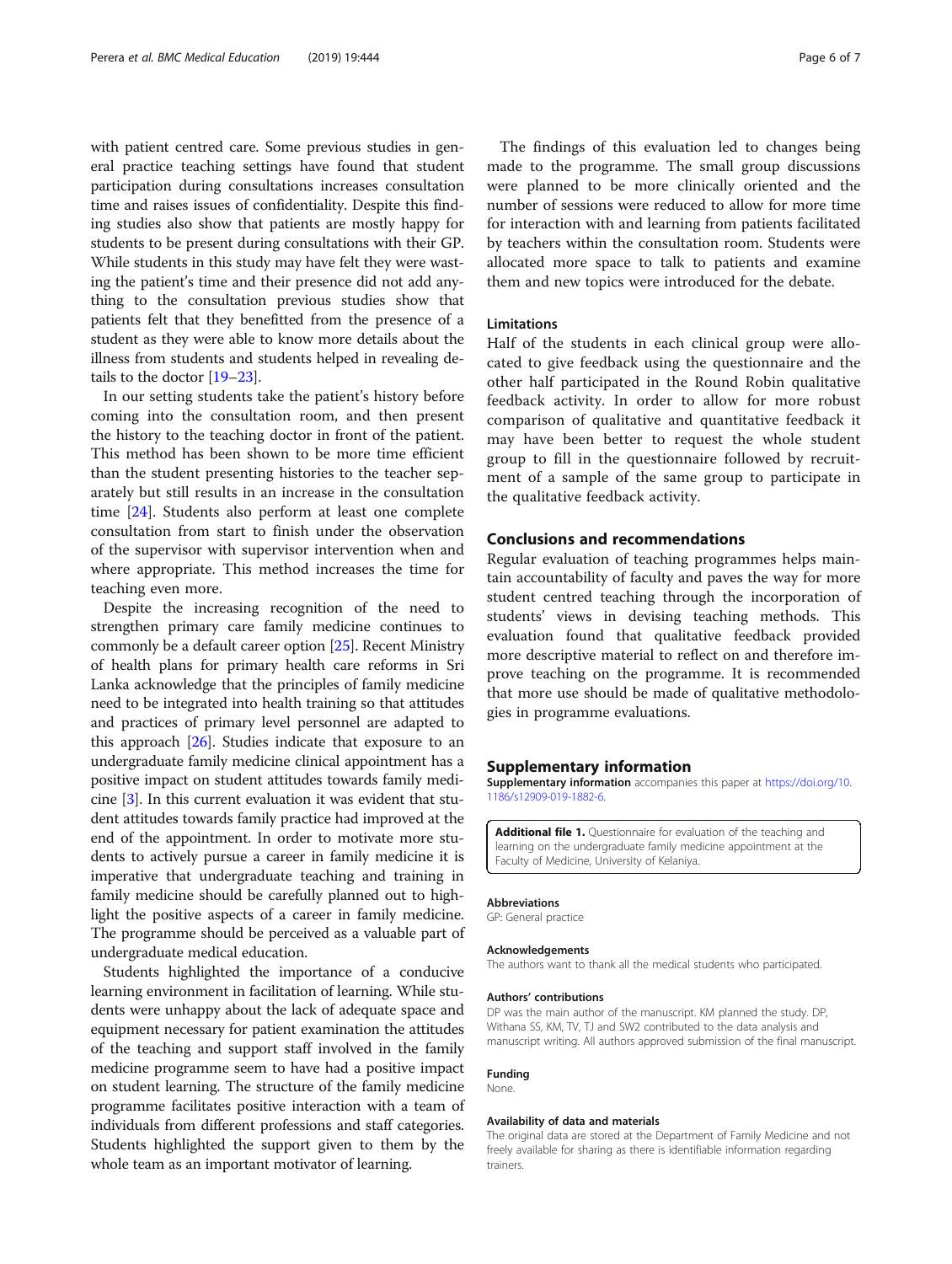with patient centred care. Some previous studies in general practice teaching settings have found that student participation during consultations increases consultation time and raises issues of confidentiality. Despite this finding studies also show that patients are mostly happy for students to be present during consultations with their GP. While students in this study may have felt they were wasting the patient's time and their presence did not add anything to the consultation previous studies show that patients felt that they benefitted from the presence of a student as they were able to know more details about the illness from students and students helped in revealing details to the doctor [19–23].

In our setting students take the patient's history before coming into the consultation room, and then present the history to the teaching doctor in front of the patient. This method has been shown to be more time efficient than the student presenting histories to the teacher separately but still results in an increase in the consultation time [24]. Students also perform at least one complete consultation from start to finish under the observation of the supervisor with supervisor intervention when and where appropriate. This method increases the time for teaching even more.

Despite the increasing recognition of the need to strengthen primary care family medicine continues to commonly be a default career option [25]. Recent Ministry of health plans for primary health care reforms in Sri Lanka acknowledge that the principles of family medicine need to be integrated into health training so that attitudes and practices of primary level personnel are adapted to this approach [26]. Studies indicate that exposure to an undergraduate family medicine clinical appointment has a positive impact on student attitudes towards family medicine [3]. In this current evaluation it was evident that student attitudes towards family practice had improved at the end of the appointment. In order to motivate more students to actively pursue a career in family medicine it is imperative that undergraduate teaching and training in family medicine should be carefully planned out to highlight the positive aspects of a career in family medicine. The programme should be perceived as a valuable part of undergraduate medical education.

Students highlighted the importance of a conducive learning environment in facilitation of learning. While students were unhappy about the lack of adequate space and equipment necessary for patient examination the attitudes of the teaching and support staff involved in the family medicine programme seem to have had a positive impact on student learning. The structure of the family medicine programme facilitates positive interaction with a team of individuals from different professions and staff categories. Students highlighted the support given to them by the whole team as an important motivator of learning.

The findings of this evaluation led to changes being made to the programme. The small group discussions were planned to be more clinically oriented and the number of sessions were reduced to allow for more time for interaction with and learning from patients facilitated by teachers within the consultation room. Students were allocated more space to talk to patients and examine them and new topics were introduced for the debate.

### Limitations

Half of the students in each clinical group were allocated to give feedback using the questionnaire and the other half participated in the Round Robin qualitative feedback activity. In order to allow for more robust comparison of qualitative and quantitative feedback it may have been better to request the whole student group to fill in the questionnaire followed by recruitment of a sample of the same group to participate in the qualitative feedback activity.

## Conclusions and recommendations

Regular evaluation of teaching programmes helps maintain accountability of faculty and paves the way for more student centred teaching through the incorporation of students' views in devising teaching methods. This evaluation found that qualitative feedback provided more descriptive material to reflect on and therefore improve teaching on the programme. It is recommended that more use should be made of qualitative methodologies in programme evaluations.

## Supplementary information

**Supplementary information** accompanies this paper at https://doi.org/10.1186/s12909-019-1882-6.

**Additional file 1.** Questionnaire for evaluation of the teaching and learning on the undergraduate family medicine appointment at the Faculty of Medicine, University of Kelaniya.

#### Abbreviations

GP: General practice

#### Acknowledgements

The authors want to thank all the medical students who participated.

#### Authors' contributions

DP was the main author of the manuscript. KM planned the study. DP, Withana SS, KM, TV, TJ and SW2 contributed to the data analysis and manuscript writing. All authors approved submission of the final manuscript.

#### Funding

None.

#### Availability of data and materials

The original data are stored at the Department of Family Medicine and not freely available for sharing as there is identifiable information regarding trainers.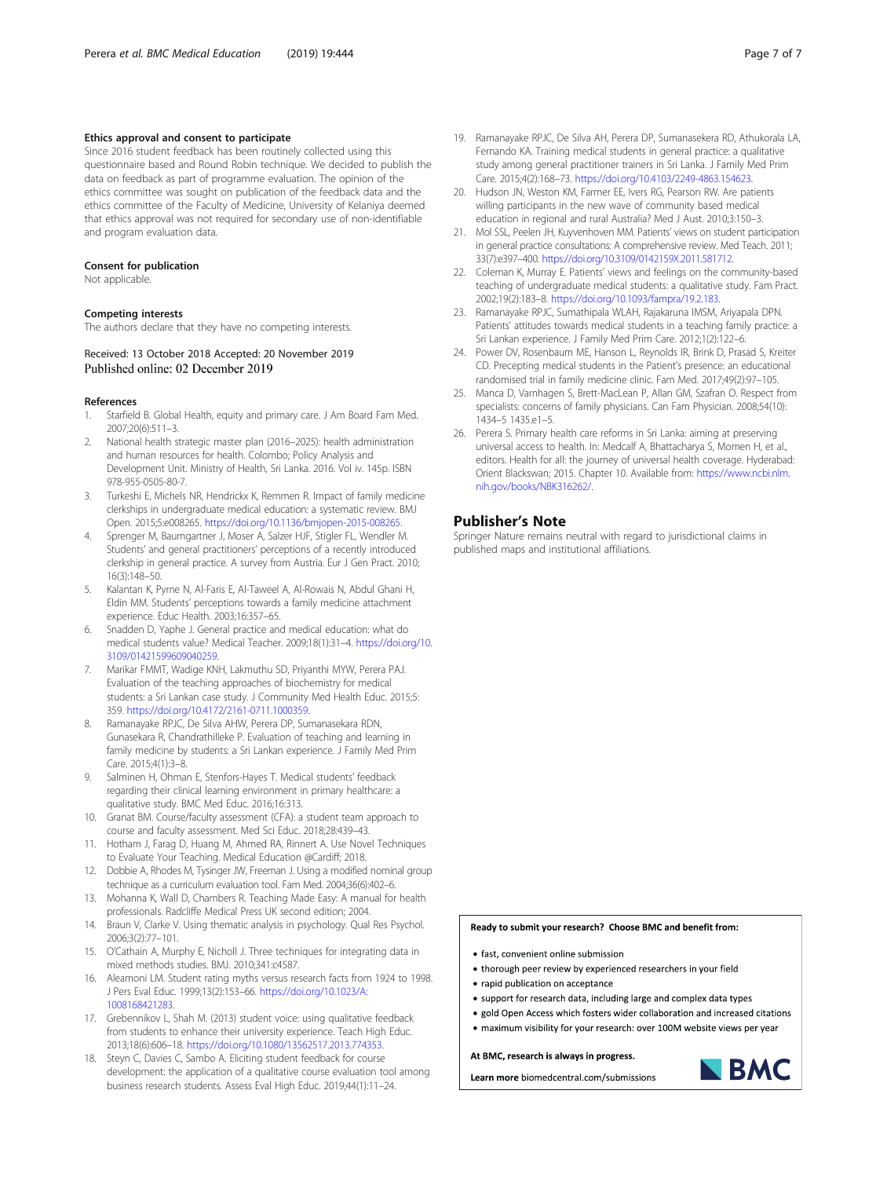### Ethics approval and consent to participate

Since 2016 student feedback has been routinely collected using this questionnaire based and Round Robin technique. We decided to publish the data on feedback as part of programme evaluation. The opinion of the ethics committee was sought on publication of the feedback data and the ethics committee of the Faculty of Medicine, University of Kelaniya deemed that ethics approval was not required for secondary use of non-identifiable and program evaluation data.

### Consent for publication

Not applicable.

### Competing interests

The authors declare that they have no competing interests.

Received: 13 October 2018 Accepted: 20 November 2019
Published online: 02 December 2019

### References

1. Starfield B. Global Health, equity and primary care. J Am Board Fam Med. 2007;20(6):511–3.
2. National health strategic master plan (2016–2025): health administration and human resources for health. Colombo; Policy Analysis and Development Unit. Ministry of Health, Sri Lanka. 2016. Vol iv. 145p. ISBN 978-955-0505-80-7.
3. Turkeshi E, Michels NR, Hendrickx K, Remmen R. Impact of family medicine clerkships in undergraduate medical education: a systematic review. BMJ Open. 2015;5:e008265. https://doi.org/10.1136/bmjopen-2015-008265.
4. Sprenger M, Baumgartner J, Moser A, Salzer HJF, Stigler FL, Wendler M. Students' and general practitioners' perceptions of a recently introduced clerkship in general practice. A survey from Austria. Eur J Gen Pract. 2010;16(3):148–50.
5. Kalantan K, Pyrne N, Al-Faris E, Al-Taweel A, Al-Rowais N, Abdul Ghani H, Eldin MM. Students' perceptions towards a family medicine attachment experience. Educ Health. 2003;16:357–65.
6. Snadden D, Yaphe J. General practice and medical education: what do medical students value? Medical Teacher. 2009;18(1):31–4. https://doi.org/10.3109/01421599609040259.
7. Marikar FMMT, Wadige KNH, Lakmuthu SD, Priyanthi MYW, Perera PAJ. Evaluation of the teaching approaches of biochemistry for medical students: a Sri Lankan case study. J Community Med Health Educ. 2015;5:359. https://doi.org/10.4172/2161-0711.1000359.
8. Ramanayake RPJC, De Silva AHW, Perera DP, Sumanasekara RDN, Gunasekara R, Chandrathilleke P. Evaluation of teaching and learning in family medicine by students: a Sri Lankan experience. J Family Med Prim Care. 2015;4(1):3–8.
9. Salminen H, Ohman E, Stenfors-Hayes T. Medical students' feedback regarding their clinical learning environment in primary healthcare: a qualitative study. BMC Med Educ. 2016;16:313.
10. Granat BM. Course/faculty assessment (CFA): a student team approach to course and faculty assessment. Med Sci Educ. 2018;28:439–43.
11. Hotham J, Farag D, Huang M, Ahmed RA, Rinnert A. Use Novel Techniques to Evaluate Your Teaching. Medical Education @Cardiff; 2018.
12. Dobbie A, Rhodes M, Tysinger JW, Freeman J. Using a modified nominal group technique as a curriculum evaluation tool. Fam Med. 2004;36(6):402–6.
13. Mohanna K, Wall D, Chambers R. Teaching Made Easy: A manual for health professionals. Radcliffe Medical Press UK second edition; 2004.
14. Braun V, Clarke V. Using thematic analysis in psychology. Qual Res Psychol. 2006;3(2):77–101.
15. O'Cathain A, Murphy E, Nicholl J. Three techniques for integrating data in mixed methods studies. BMJ. 2010;341:c4587.
16. Aleamoni LM. Student rating myths versus research facts from 1924 to 1998. J Pers Eval Educ. 1999;13(2):153–66. https://doi.org/10.1023/A:1008168421283.
17. Grebennikov L, Shah M. (2013) student voice: using qualitative feedback from students to enhance their university experience. Teach High Educ. 2013;18(6):606–18. https://doi.org/10.1080/13562517.2013.774353.
18. Steyn C, Davies C, Sambo A. Eliciting student feedback for course development: the application of a qualitative course evaluation tool among business research students. Assess Eval High Educ. 2019;44(1):11–24.
19. Ramanayake RPJC, De Silva AH, Perera DP, Sumanasekera RD, Athukorala LA, Fernando KA. Training medical students in general practice: a qualitative study among general practitioner trainers in Sri Lanka. J Family Med Prim Care. 2015;4(2):168–73. https://doi.org/10.4103/2249-4863.154623.
20. Hudson JN, Weston KM, Farmer EE, Ivers RG, Pearson RW. Are patients willing participants in the new wave of community based medical education in regional and rural Australia? Med J Aust. 2010;3:150–3.
21. Mol SSL, Peelen JH, Kuyvenhoven MM. Patients' views on student participation in general practice consultations: A comprehensive review. Med Teach. 2011;33(7):e397–400. https://doi.org/10.3109/0142159X.2011.581712.
22. Coleman K, Murray E. Patients' views and feelings on the community-based teaching of undergraduate medical students: a qualitative study. Fam Pract. 2002;19(2):183–8. https://doi.org/10.1093/fampra/19.2.183.
23. Ramanayake RPJC, Sumathipala WLAH, Rajakaruna IMSM, Ariyapala DPN. Patients' attitudes towards medical students in a teaching family practice: a Sri Lankan experience. J Family Med Prim Care. 2012;1(2):122–6.
24. Power DV, Rosenbaum ME, Hanson L, Reynolds IR, Brink D, Prasad S, Kreiter CD. Precepting medical students in the Patient's presence: an educational randomised trial in family medicine clinic. Fam Med. 2017;49(2):97–105.
25. Manca D, Varnhagen S, Brett-MacLean P, Allan GM, Szafran O. Respect from specialists: concerns of family physicians. Can Fam Physician. 2008;54(10):1434–5 1435.e1–5.
26. Perera S. Primary health care reforms in Sri Lanka: aiming at preserving universal access to health. In: Medcalf A, Bhattacharya S, Momen H, et al., editors. Health for all: the journey of universal health coverage. Hyderabad: Orient Blackswan; 2015. Chapter 10. Available from: https://www.ncbi.nlm.nih.gov/books/NBK316262/.

## Publisher's Note

Springer Nature remains neutral with regard to jurisdictional claims in published maps and institutional affiliations.